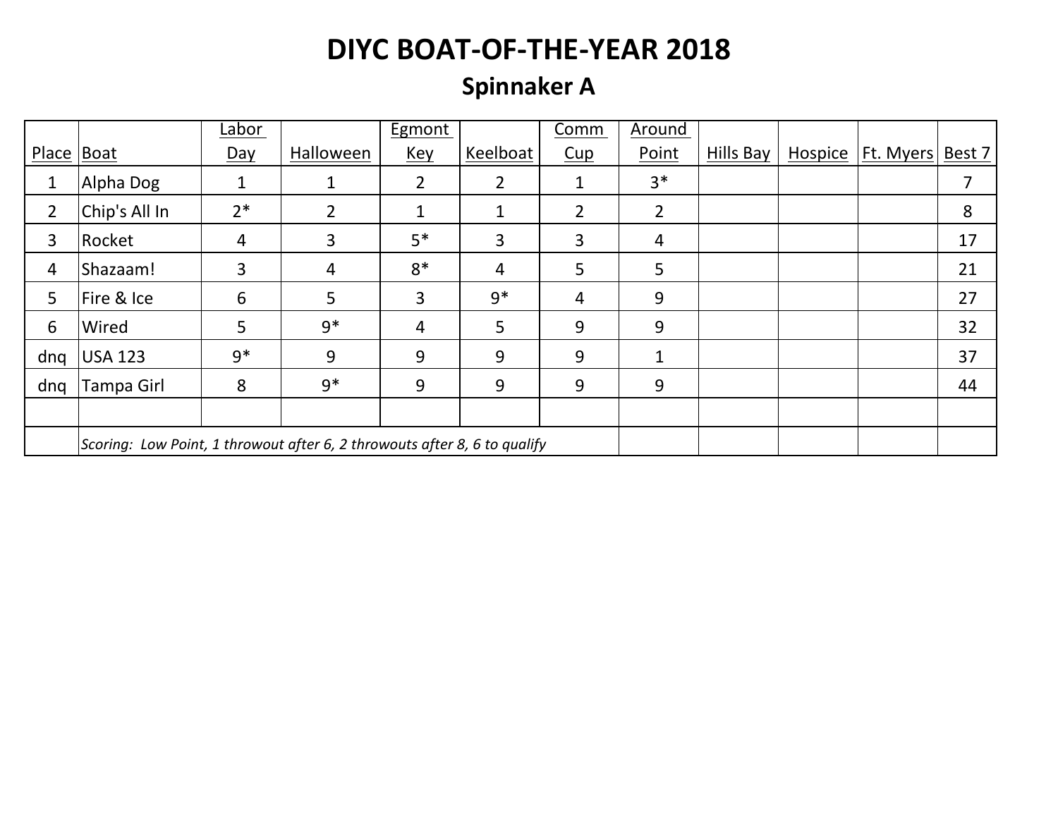# DIYC BOAT-OF-THE-YEAR 2018

## Spinnaker A

| Place | Boat | Labor Day | Halloween | Egmont Key | Keelboat | Comm Cup | Around Point | Hills Bay | Hospice | Ft. Myers | Best 7 |
|---|---|---|---|---|---|---|---|---|---|---|---|
| 1 | Alpha Dog | 1 | 1 | 2 | 2 | 1 | 3* | | | | 7 |
| 2 | Chip's All In | 2* | 2 | 1 | 1 | 2 | 2 | | | | 8 |
| 3 | Rocket | 4 | 3 | 5* | 3 | 3 | 4 | | | | 17 |
| 4 | Shazaam! | 3 | 4 | 8* | 4 | 5 | 5 | | | | 21 |
| 5 | Fire & Ice | 6 | 5 | 3 | 9* | 4 | 9 | | | | 27 |
| 6 | Wired | 5 | 9* | 4 | 5 | 9 | 9 | | | | 32 |
| dnq | USA 123 | 9* | 9 | 9 | 9 | 9 | 1 | | | | 37 |
| dnq | Tampa Girl | 8 | 9* | 9 | 9 | 9 | 9 | | | | 44 |
| | | | | | | | | | | | |
| | *Scoring: Low Point, 1 throwout after 6, 2 throwouts after 8, 6 to qualify* | | | | | | | | | | |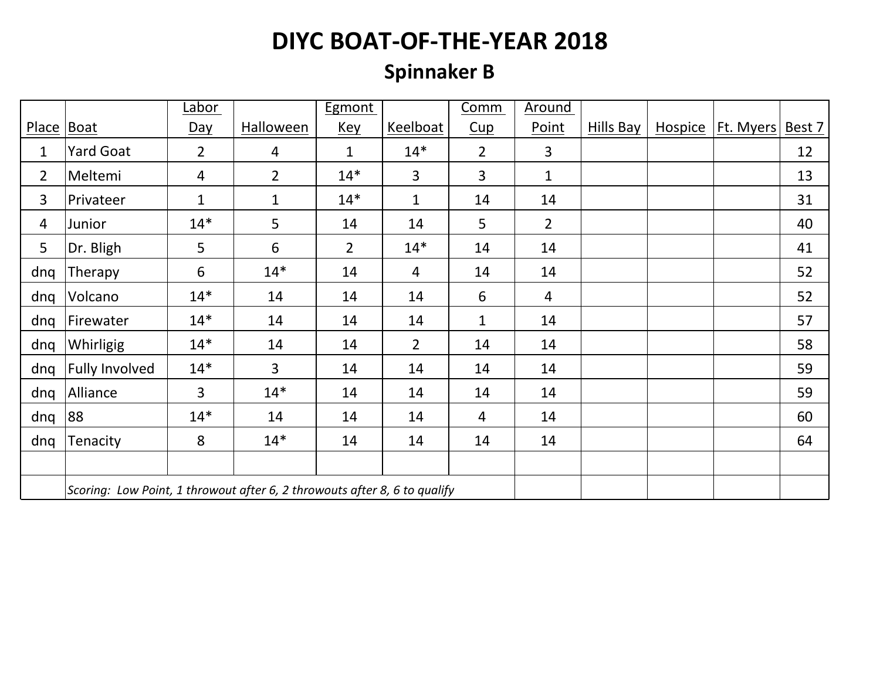# DIYC BOAT-OF-THE-YEAR 2018

## Spinnaker B

| Place | Boat | Labor Day | Halloween | Egmont Key | Keelboat | Comm Cup | Around Point | Hills Bay | Hospice | Ft. Myers | Best 7 |
|---|---|---|---|---|---|---|---|---|---|---|---|
| 1 | Yard Goat | 2 | 4 | 1 | 14* | 2 | 3 | | | | 12 |
| 2 | Meltemi | 4 | 2 | 14* | 3 | 3 | 1 | | | | 13 |
| 3 | Privateer | 1 | 1 | 14* | 1 | 14 | 14 | | | | 31 |
| 4 | Junior | 14* | 5 | 14 | 14 | 5 | 2 | | | | 40 |
| 5 | Dr. Bligh | 5 | 6 | 2 | 14* | 14 | 14 | | | | 41 |
| dnq | Therapy | 6 | 14* | 14 | 4 | 14 | 14 | | | | 52 |
| dnq | Volcano | 14* | 14 | 14 | 14 | 6 | 4 | | | | 52 |
| dnq | Firewater | 14* | 14 | 14 | 14 | 1 | 14 | | | | 57 |
| dnq | Whirligig | 14* | 14 | 14 | 2 | 14 | 14 | | | | 58 |
| dnq | Fully Involved | 14* | 3 | 14 | 14 | 14 | 14 | | | | 59 |
| dnq | Alliance | 3 | 14* | 14 | 14 | 14 | 14 | | | | 59 |
| dnq | 88 | 14* | 14 | 14 | 14 | 4 | 14 | | | | 60 |
| dnq | Tenacity | 8 | 14* | 14 | 14 | 14 | 14 | | | | 64 |
| | | | | | | | | | | | |
| | *Scoring: Low Point, 1 throwout after 6, 2 throwouts after 8, 6 to qualify* | | | | | | | | | | |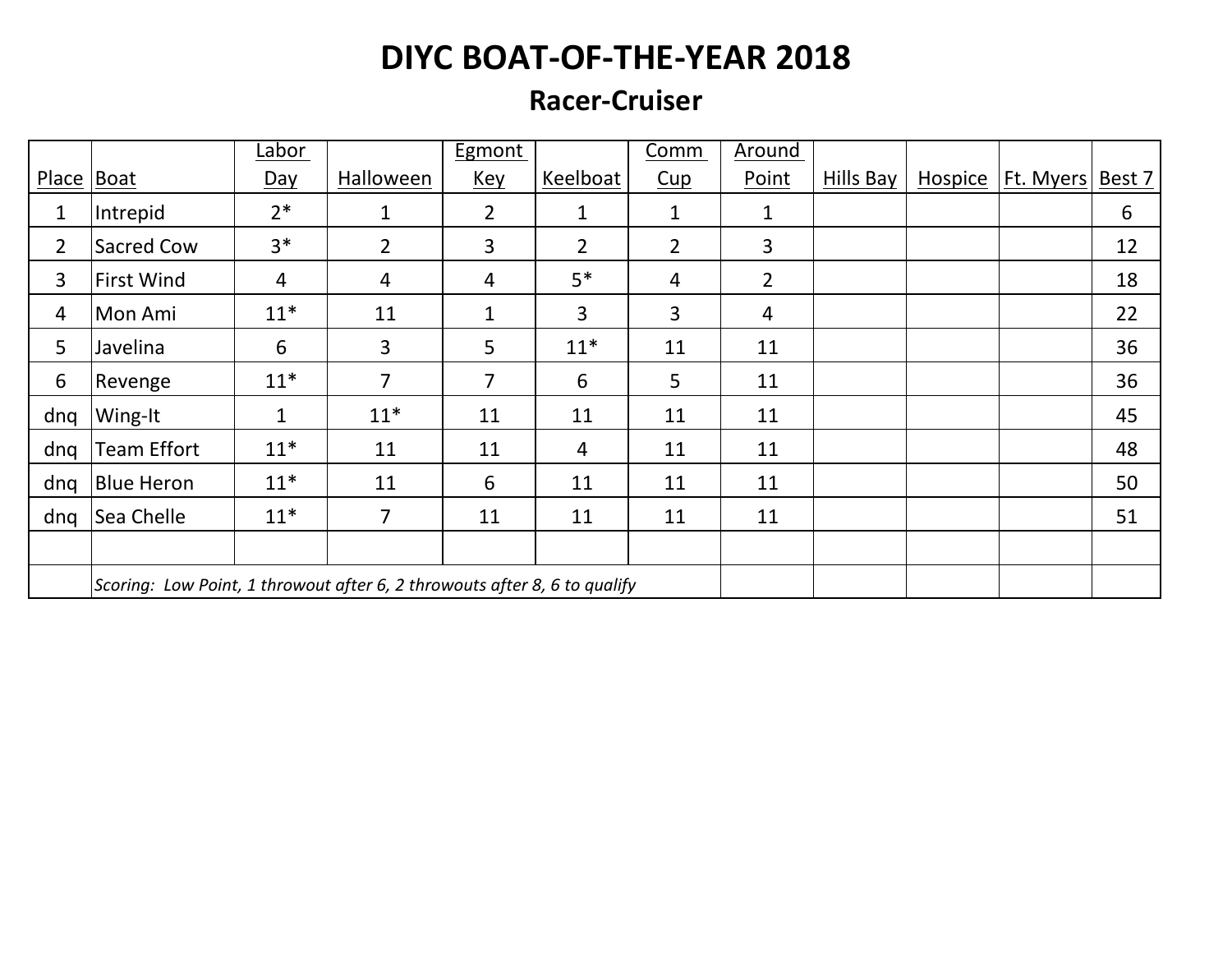# DIYC BOAT-OF-THE-YEAR 2018

## Racer-Cruiser

| Place | Boat | Labor Day | Halloween | Egmont Key | Keelboat | Comm Cup | Around Point | Hills Bay | Hospice | Ft. Myers | Best 7 |
|---|---|---|---|---|---|---|---|---|---|---|---|
| 1 | Intrepid | 2* | 1 | 2 | 1 | 1 | 1 | | | | 6 |
| 2 | Sacred Cow | 3* | 2 | 3 | 2 | 2 | 3 | | | | 12 |
| 3 | First Wind | 4 | 4 | 4 | 5* | 4 | 2 | | | | 18 |
| 4 | Mon Ami | 11* | 11 | 1 | 3 | 3 | 4 | | | | 22 |
| 5 | Javelina | 6 | 3 | 5 | 11* | 11 | 11 | | | | 36 |
| 6 | Revenge | 11* | 7 | 7 | 6 | 5 | 11 | | | | 36 |
| dnq | Wing-It | 1 | 11* | 11 | 11 | 11 | 11 | | | | 45 |
| dnq | Team Effort | 11* | 11 | 11 | 4 | 11 | 11 | | | | 48 |
| dnq | Blue Heron | 11* | 11 | 6 | 11 | 11 | 11 | | | | 50 |
| dnq | Sea Chelle | 11* | 7 | 11 | 11 | 11 | 11 | | | | 51 |
| | | | | | | | | | | | |
| | *Scoring: Low Point, 1 throwout after 6, 2 throwouts after 8, 6 to qualify* | | | | | | | | | | |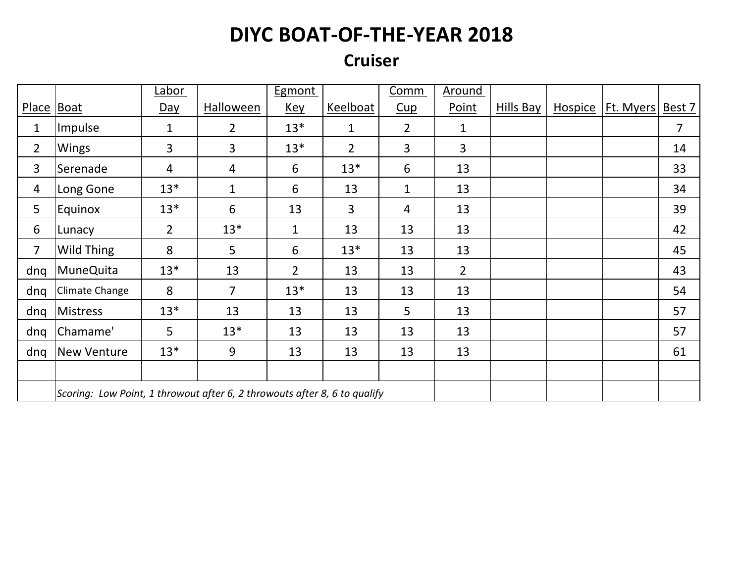# DIYC BOAT-OF-THE-YEAR 2018

## Cruiser

| Place | Boat | Labor Day | Halloween | Egmont Key | Keelboat | Comm Cup | Around Point | Hills Bay | Hospice | Ft. Myers | Best 7 |
|---|---|---|---|---|---|---|---|---|---|---|---|
| 1 | Impulse | 1 | 2 | 13* | 1 | 2 | 1 | | | | 7 |
| 2 | Wings | 3 | 3 | 13* | 2 | 3 | 3 | | | | 14 |
| 3 | Serenade | 4 | 4 | 6 | 13* | 6 | 13 | | | | 33 |
| 4 | Long Gone | 13* | 1 | 6 | 13 | 1 | 13 | | | | 34 |
| 5 | Equinox | 13* | 6 | 13 | 3 | 4 | 13 | | | | 39 |
| 6 | Lunacy | 2 | 13* | 1 | 13 | 13 | 13 | | | | 42 |
| 7 | Wild Thing | 8 | 5 | 6 | 13* | 13 | 13 | | | | 45 |
| dnq | MuneQuita | 13* | 13 | 2 | 13 | 13 | 2 | | | | 43 |
| dnq | Climate Change | 8 | 7 | 13* | 13 | 13 | 13 | | | | 54 |
| dnq | Mistress | 13* | 13 | 13 | 13 | 5 | 13 | | | | 57 |
| dnq | Chamame' | 5 | 13* | 13 | 13 | 13 | 13 | | | | 57 |
| dnq | New Venture | 13* | 9 | 13 | 13 | 13 | 13 | | | | 61 |
| | | | | | | | | | | | |
| | *Scoring: Low Point, 1 throwout after 6, 2 throwouts after 8, 6 to qualify* | | | | | | | | | | |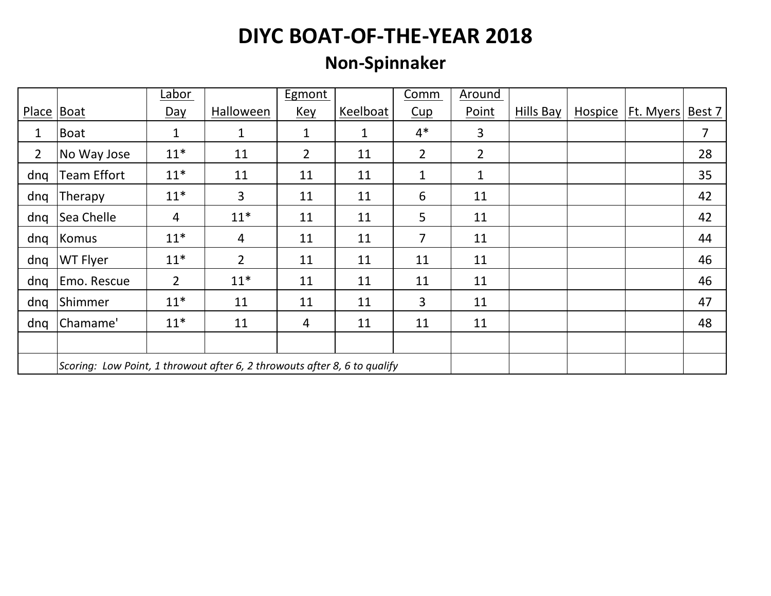# DIYC BOAT-OF-THE-YEAR 2018

## Non-Spinnaker

| Place | Boat | Labor Day | Halloween | Egmont Key | Keelboat | Comm Cup | Around Point | Hills Bay | Hospice | Ft. Myers | Best 7 |
|---|---|---|---|---|---|---|---|---|---|---|---|
| 1 | Boat | 1 | 1 | 1 | 1 | 4* | 3 | | | | 7 |
| 2 | No Way Jose | 11* | 11 | 2 | 11 | 2 | 2 | | | | 28 |
| dnq | Team Effort | 11* | 11 | 11 | 11 | 1 | 1 | | | | 35 |
| dnq | Therapy | 11* | 3 | 11 | 11 | 6 | 11 | | | | 42 |
| dnq | Sea Chelle | 4 | 11* | 11 | 11 | 5 | 11 | | | | 42 |
| dnq | Komus | 11* | 4 | 11 | 11 | 7 | 11 | | | | 44 |
| dnq | WT Flyer | 11* | 2 | 11 | 11 | 11 | 11 | | | | 46 |
| dnq | Emo. Rescue | 2 | 11* | 11 | 11 | 11 | 11 | | | | 46 |
| dnq | Shimmer | 11* | 11 | 11 | 11 | 3 | 11 | | | | 47 |
| dnq | Chamame' | 11* | 11 | 4 | 11 | 11 | 11 | | | | 48 |
| | | | | | | | | | | | |
| | *Scoring: Low Point, 1 throwout after 6, 2 throwouts after 8, 6 to qualify* | | | | | | | | | | |